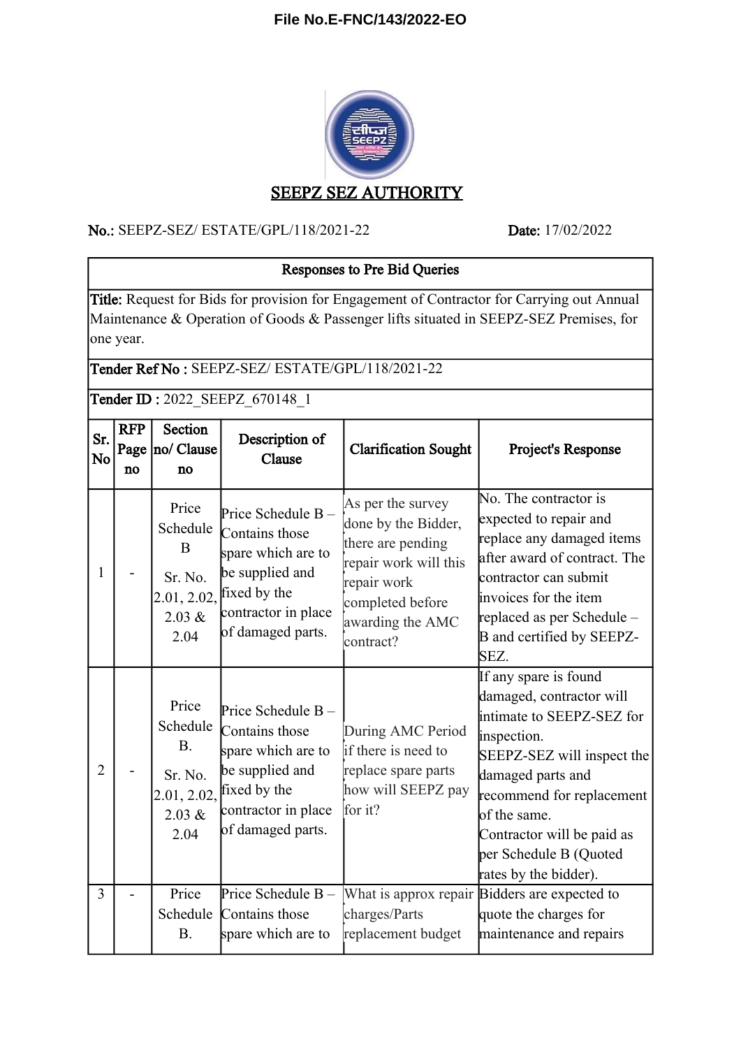File No.E-FNC/143/2022-EO

# SEEPZ SEZ AUTHORITY

**No.:** SEEPZ-SEZ/ ESTATE/GPL/118/2021-22 **Date:** 17/02/2022

**Responses to Pre Bid Queries**

**Title:** Request for Bids for provision for Engagement of Contractor for Carrying out Annual Maintenance & Operation of Goods & Passenger lifts situated in SEEPZ-SEZ Premises, for one year.

**Tender Ref No :** SEEPZ-SEZ/ ESTATE/GPL/118/2021-22

**Tender ID :** 2022_SEEPZ_670148_1

| Sr. No | RFP Page no | Section no/ Clause no | Description of Clause | Clarification Sought | Project's Response |
|---|---|---|---|---|---|
| 1 | - | Price Schedule B Sr. No. 2.01, 2.02, 2.03 & 2.04 | Price Schedule B – Contains those spare which are to be supplied and fixed by the contractor in place of damaged parts. | As per the survey done by the Bidder, there are pending repair work will this repair work completed before awarding the AMC contract? | No. The contractor is expected to repair and replace any damaged items after award of contract. The contractor can submit invoices for the item replaced as per Schedule – B and certified by SEEPZ-SEZ. |
| 2 | - | Price Schedule B. Sr. No. 2.01, 2.02, 2.03 & 2.04 | Price Schedule B – Contains those spare which are to be supplied and fixed by the contractor in place of damaged parts. | During AMC Period if there is need to replace spare parts how will SEEPZ pay for it? | If any spare is found damaged, contractor will intimate to SEEPZ-SEZ for inspection. SEEPZ-SEZ will inspect the damaged parts and recommend for replacement of the same. Contractor will be paid as per Schedule B (Quoted rates by the bidder). |
| 3 | - | Price Schedule B. | Price Schedule B – Contains those spare which are to | What is approx repair charges/Parts replacement budget | Bidders are expected to quote the charges for maintenance and repairs |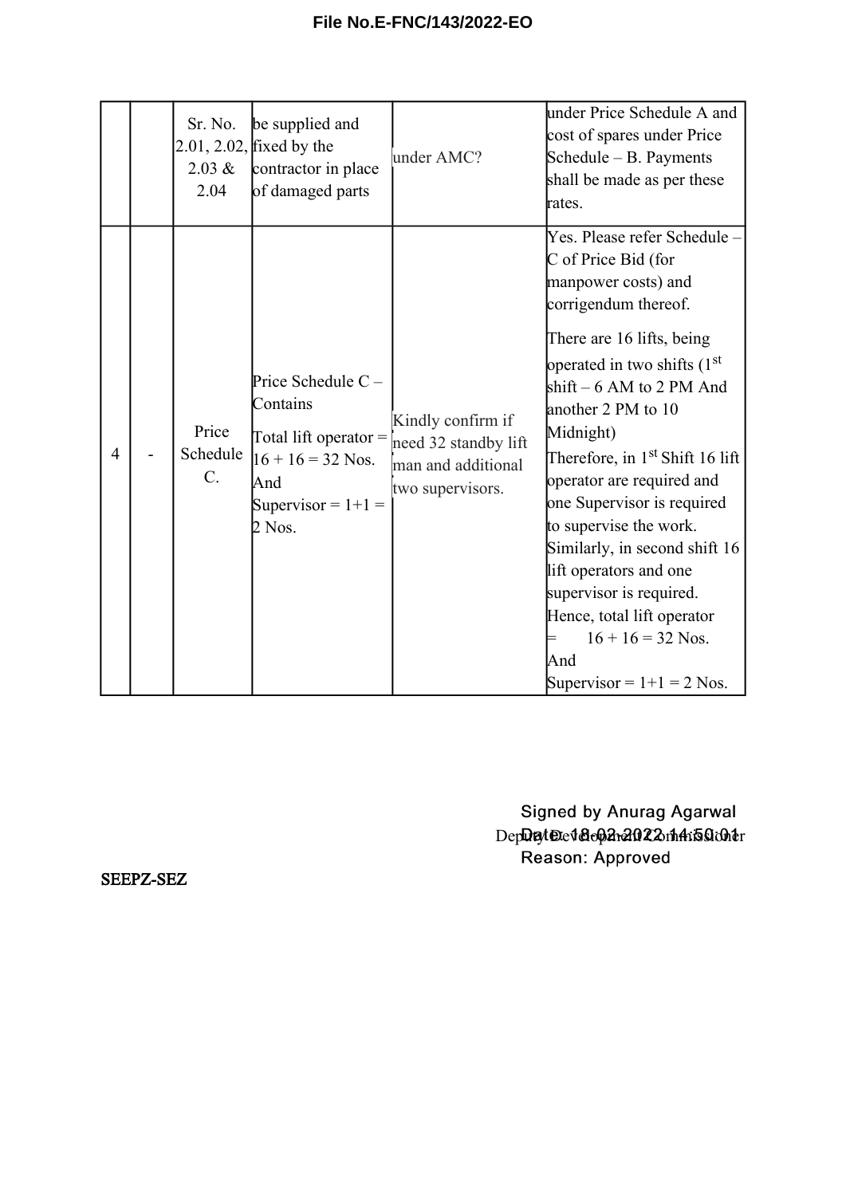| | | | | | |
|---|---|---|---|---|---|
| | | Sr. No. 2.01, 2.02, 2.03 & 2.04 | be supplied and fixed by the contractor in place of damaged parts | under AMC? | under Price Schedule A and cost of spares under Price Schedule – B. Payments shall be made as per these rates. |
| 4 | - | Price Schedule C. | Price Schedule C – Contains<br>Total lift operator = 16 + 16 = 32 Nos. And Supervisor = 1+1 = 2 Nos. | Kindly confirm if need 32 standby lift man and additional two supervisors. | Yes. Please refer Schedule – C of Price Bid (for manpower costs) and corrigendum thereof.<br>There are 16 lifts, being operated in two shifts (1st shift – 6 AM to 2 PM And another 2 PM to 10 Midnight)<br>Therefore, in 1st Shift 16 lift operator are required and one Supervisor is required to supervise the work. Similarly, in second shift 16 lift operators and one supervisor is required. Hence, total lift operator = 16 + 16 = 32 Nos. And Supervisor = 1+1 = 2 Nos. |

Signed by Anurag Agarwal
Date: 18-02-2022 14:50:01
Reason: Approved

Deputy Development Commissioner

SEEPZ-SEZ